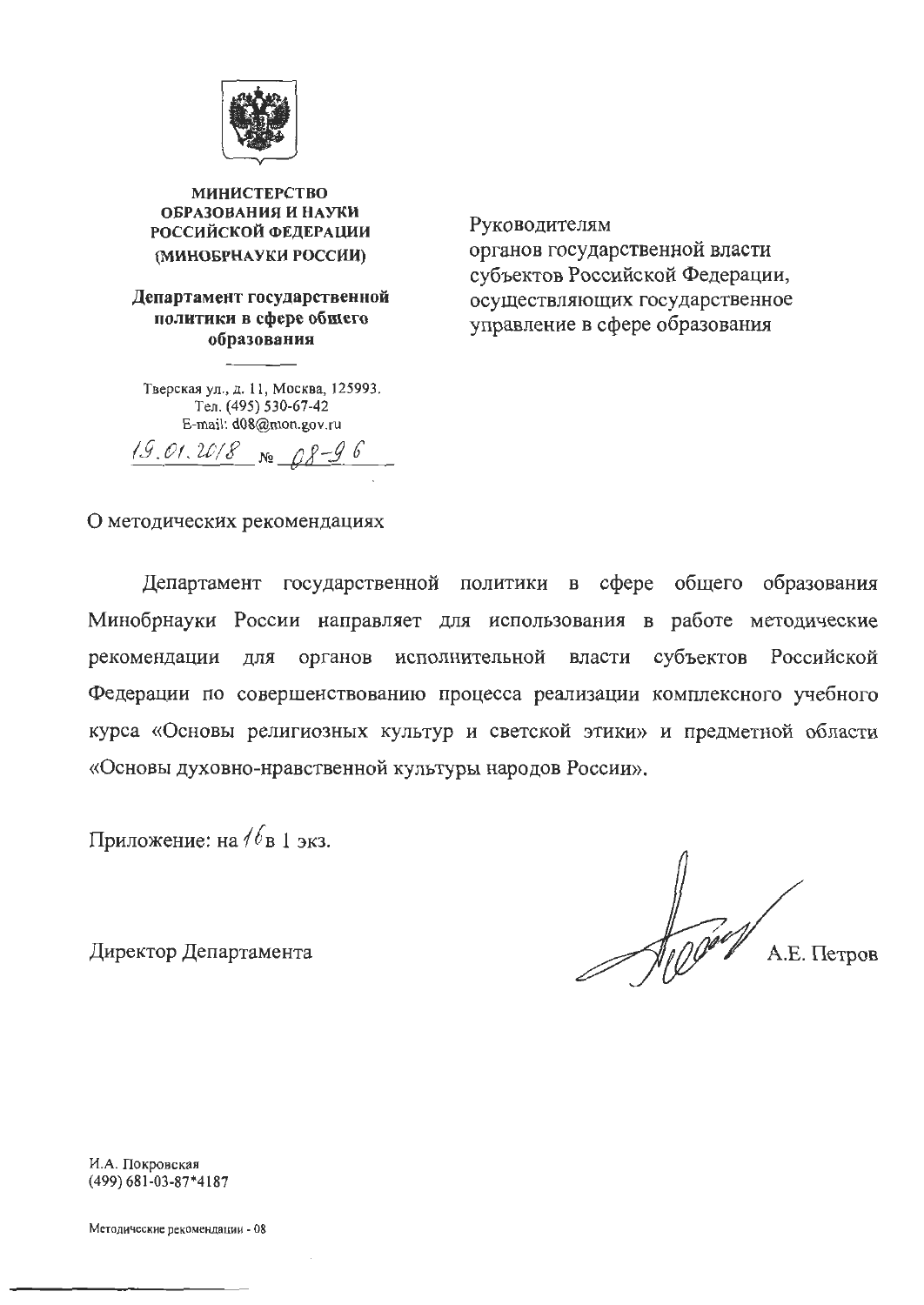**МИНИСТЕРСТВО ОБРАЗОВАНИЯ И НАУКИ РОССИЙСКОЙ ФЕДЕРАЦИИ (МИНОБРНАУКИ РОССИИ)**

**Департамент государственной политики в сфере общего образования**

Тверская ул., д. 11, Москва, 125993.
Тел. (495) 530-67-42
E-mail: d08@mon.gov.ru

19.01.2018 № 08-96

Руководителям органов государственной власти субъектов Российской Федерации, осуществляющих государственное управление в сфере образования

О методических рекомендациях

Департамент государственной политики в сфере общего образования Минобрнауки России направляет для использования в работе методические рекомендации для органов исполнительной власти субъектов Российской Федерации по совершенствованию процесса реализации комплексного учебного курса «Основы религиозных культур и светской этики» и предметной области «Основы духовно-нравственной культуры народов России».

Приложение: на 16 в 1 экз.

Директор Департамента А.Е. Петров

И.А. Покровская
(499) 681-03-87*4187

Методические рекомендации - 08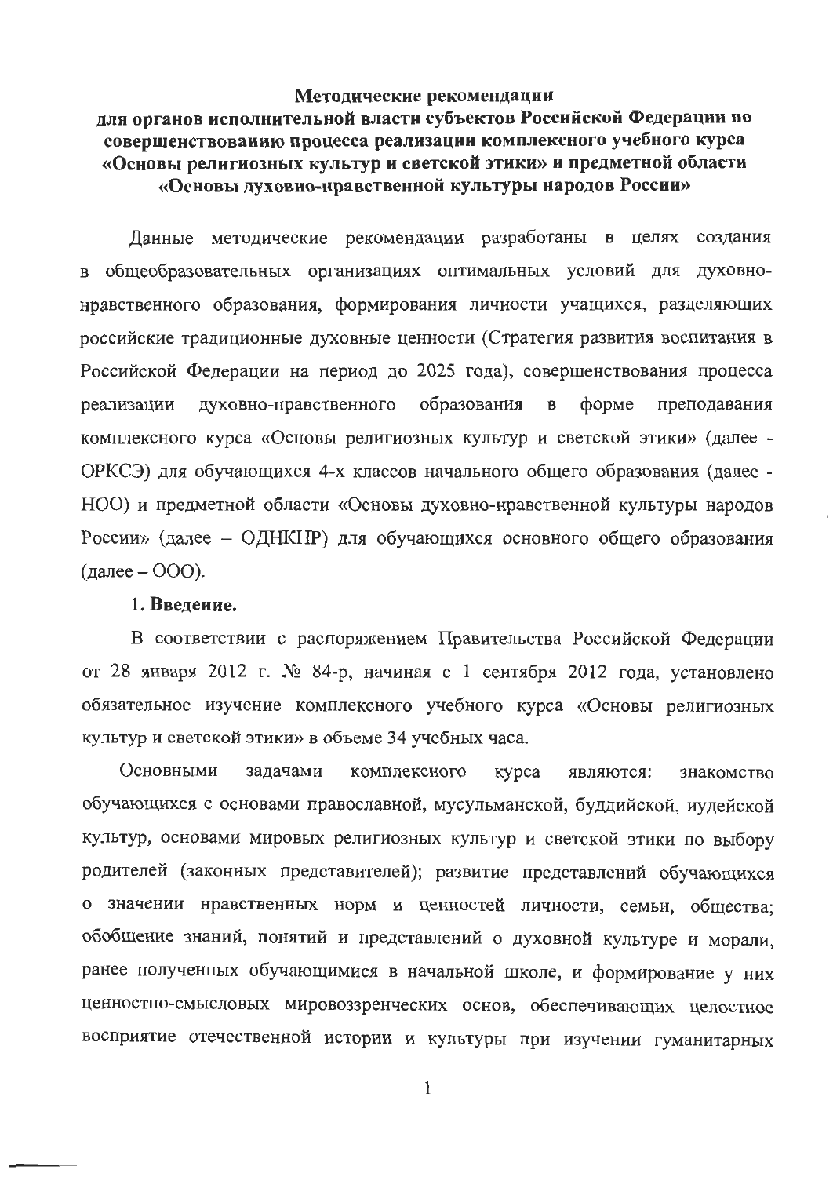**Методические рекомендации**
**для органов исполнительной власти субъектов Российской Федерации по совершенствованию процесса реализации комплексного учебного курса «Основы религиозных культур и светской этики» и предметной области «Основы духовно-нравственной культуры народов России»**

Данные методические рекомендации разработаны в целях создания в общеобразовательных организациях оптимальных условий для духовно-нравственного образования, формирования личности учащихся, разделяющих российские традиционные духовные ценности (Стратегия развития воспитания в Российской Федерации на период до 2025 года), совершенствования процесса реализации духовно-нравственного образования в форме преподавания комплексного курса «Основы религиозных культур и светской этики» (далее - ОРКСЭ) для обучающихся 4-х классов начального общего образования (далее - НОО) и предметной области «Основы духовно-нравственной культуры народов России» (далее – ОДНКНР) для обучающихся основного общего образования (далее – ООО).

**1. Введение.**

В соответствии с распоряжением Правительства Российской Федерации от 28 января 2012 г. № 84-р, начиная с 1 сентября 2012 года, установлено обязательное изучение комплексного учебного курса «Основы религиозных культур и светской этики» в объеме 34 учебных часа.

Основными задачами комплексного курса являются: знакомство обучающихся с основами православной, мусульманской, буддийской, иудейской культур, основами мировых религиозных культур и светской этики по выбору родителей (законных представителей); развитие представлений обучающихся о значении нравственных норм и ценностей личности, семьи, общества; обобщение знаний, понятий и представлений о духовной культуре и морали, ранее полученных обучающимися в начальной школе, и формирование у них ценностно-смысловых мировоззренческих основ, обеспечивающих целостное восприятие отечественной истории и культуры при изучении гуманитарных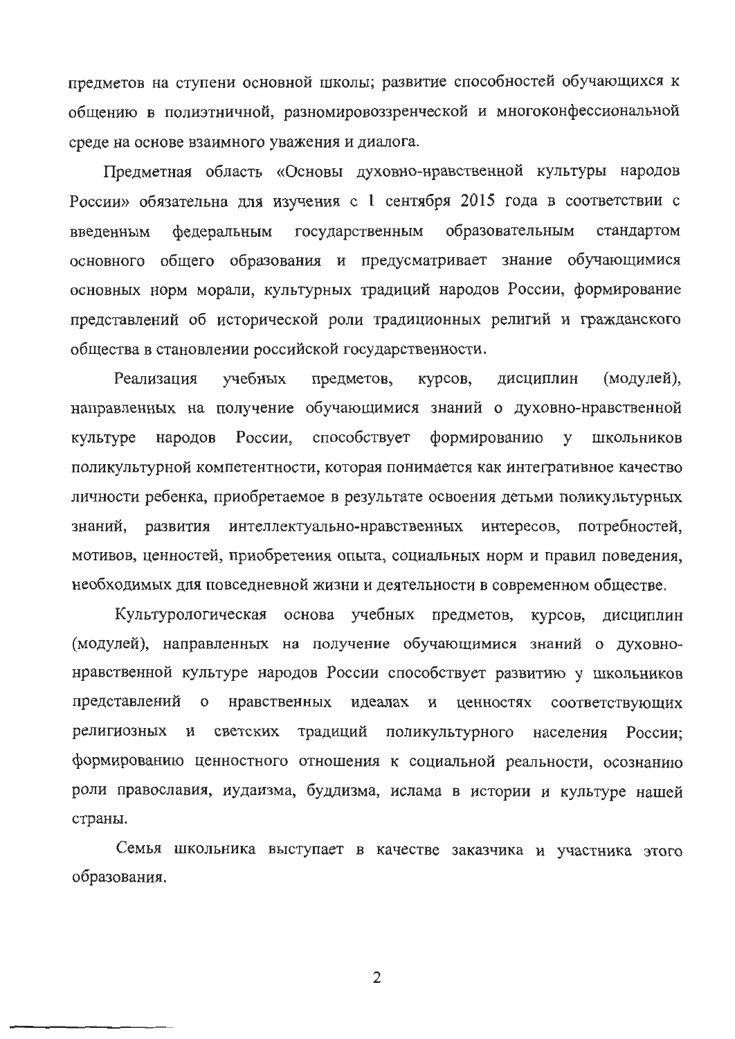предметов на ступени основной школы; развитие способностей обучающихся к общению в полиэтничной, разномировоззренческой и многоконфессиональной среде на основе взаимного уважения и диалога.

Предметная область «Основы духовно-нравственной культуры народов России» обязательна для изучения с 1 сентября 2015 года в соответствии с введенным федеральным государственным образовательным стандартом основного общего образования и предусматривает знание обучающимися основных норм морали, культурных традиций народов России, формирование представлений об исторической роли традиционных религий и гражданского общества в становлении российской государственности.

Реализация учебных предметов, курсов, дисциплин (модулей), направленных на получение обучающимися знаний о духовно-нравственной культуре народов России, способствует формированию у школьников поликультурной компетентности, которая понимается как интегративное качество личности ребенка, приобретаемое в результате освоения детьми поликультурных знаний, развития интеллектуально-нравственных интересов, потребностей, мотивов, ценностей, приобретения опыта, социальных норм и правил поведения, необходимых для повседневной жизни и деятельности в современном обществе.

Культурологическая основа учебных предметов, курсов, дисциплин (модулей), направленных на получение обучающимися знаний о духовно-нравственной культуре народов России способствует развитию у школьников представлений о нравственных идеалах и ценностях соответствующих религиозных и светских традиций поликультурного населения России; формированию ценностного отношения к социальной реальности, осознанию роли православия, иудаизма, буддизма, ислама в истории и культуре нашей страны.

Семья школьника выступает в качестве заказчика и участника этого образования.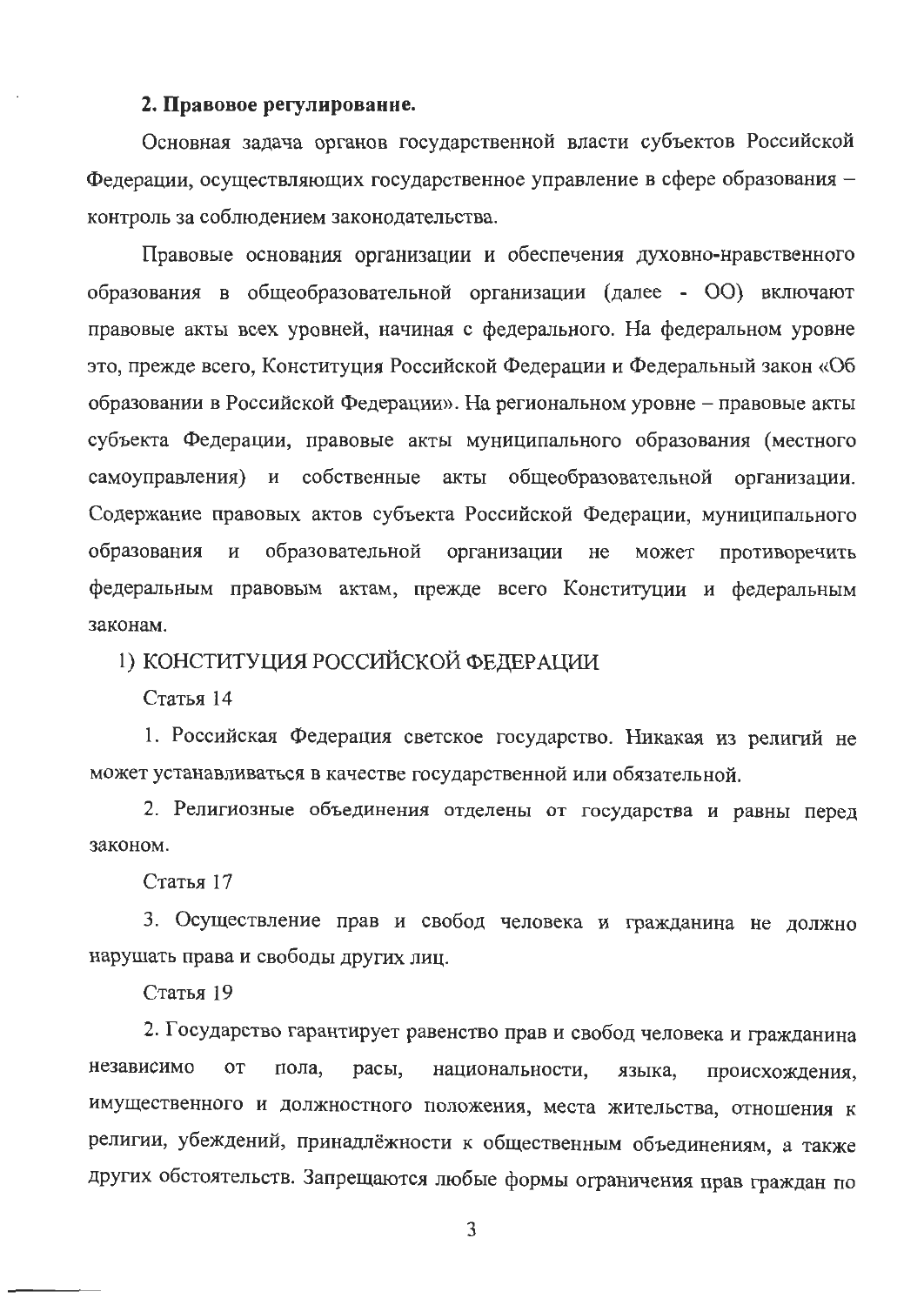**2. Правовое регулирование.**

Основная задача органов государственной власти субъектов Российской Федерации, осуществляющих государственное управление в сфере образования – контроль за соблюдением законодательства.

Правовые основания организации и обеспечения духовно-нравственного образования в общеобразовательной организации (далее - ОО) включают правовые акты всех уровней, начиная с федерального. На федеральном уровне это, прежде всего, Конституция Российской Федерации и Федеральный закон «Об образовании в Российской Федерации». На региональном уровне – правовые акты субъекта Федерации, правовые акты муниципального образования (местного самоуправления) и собственные акты общеобразовательной организации. Содержание правовых актов субъекта Российской Федерации, муниципального образования и образовательной организации не может противоречить федеральным правовым актам, прежде всего Конституции и федеральным законам.

1) КОНСТИТУЦИЯ РОССИЙСКОЙ ФЕДЕРАЦИИ

Статья 14

1. Российская Федерация светское государство. Никакая из религий не может устанавливаться в качестве государственной или обязательной.

2. Религиозные объединения отделены от государства и равны перед законом.

Статья 17

3. Осуществление прав и свобод человека и гражданина не должно нарушать права и свободы других лиц.

Статья 19

2. Государство гарантирует равенство прав и свобод человека и гражданина независимо от пола, расы, национальности, языка, происхождения, имущественного и должностного положения, места жительства, отношения к религии, убеждений, принадлёжности к общественным объединениям, а также других обстоятельств. Запрещаются любые формы ограничения прав граждан по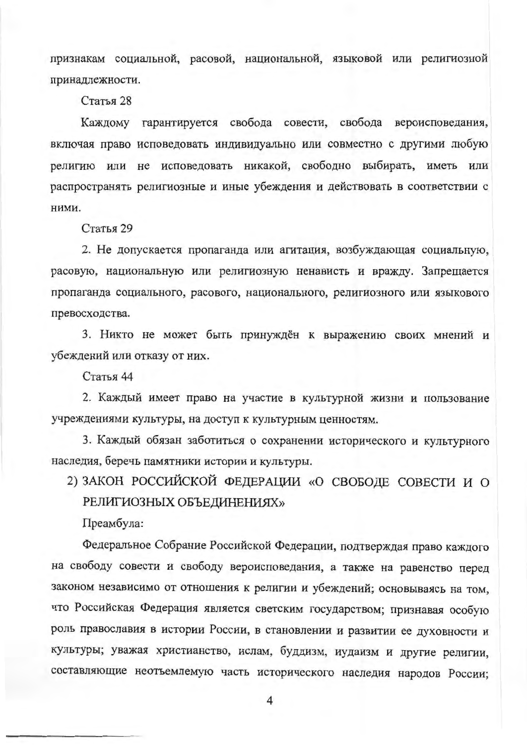признакам социальной, расовой, национальной, языковой или религиозной принадлежности.

Статья 28

Каждому гарантируется свобода совести, свобода вероисповедания, включая право исповедовать индивидуально или совместно с другими любую религию или не исповедовать никакой, свободно выбирать, иметь или распространять религиозные и иные убеждения и действовать в соответствии с ними.

Статья 29

2. Не допускается пропаганда или агитация, возбуждающая социальную, расовую, национальную или религиозную ненависть и вражду. Запрещается пропаганда социального, расового, национального, религиозного или языкового превосходства.

3. Никто не может быть принуждён к выражению своих мнений и убеждений или отказу от них.

Статья 44

2. Каждый имеет право на участие в культурной жизни и пользование учреждениями культуры, на доступ к культурным ценностям.

3. Каждый обязан заботиться о сохранении исторического и культурного наследия, беречь памятники истории и культуры.

2) ЗАКОН РОССИЙСКОЙ ФЕДЕРАЦИИ «О СВОБОДЕ СОВЕСТИ И О РЕЛИГИОЗНЫХ ОБЪЕДИНЕНИЯХ»

Преамбула:

Федеральное Собрание Российской Федерации, подтверждая право каждого на свободу совести и свободу вероисповедания, а также на равенство перед законом независимо от отношения к религии и убеждений; основываясь на том, что Российская Федерация является светским государством; признавая особую роль православия в истории России, в становлении и развитии ее духовности и культуры; уважая христианство, ислам, буддизм, иудаизм и другие религии, составляющие неотъемлемую часть исторического наследия народов России;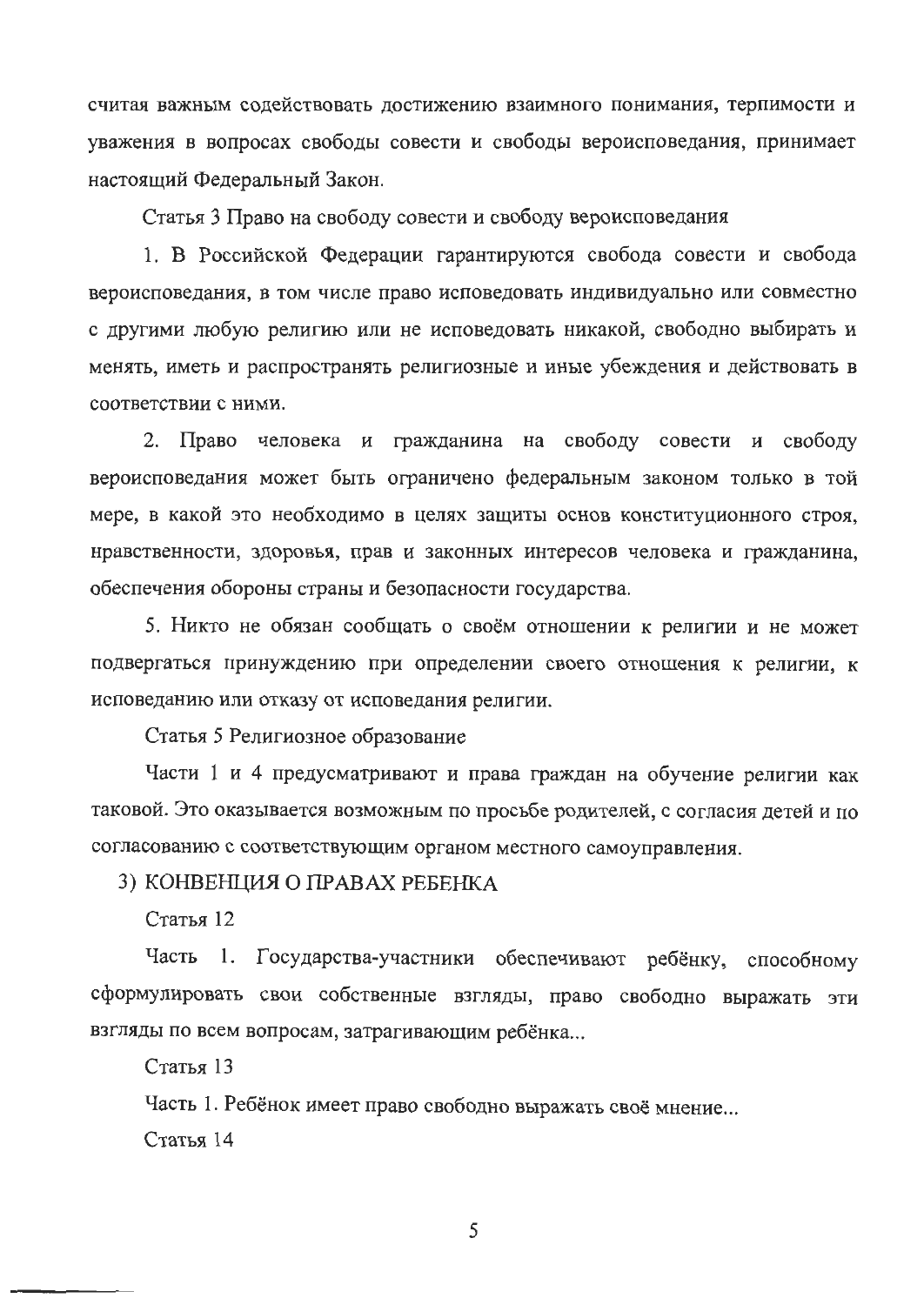считая важным содействовать достижению взаимного понимания, терпимости и уважения в вопросах свободы совести и свободы вероисповедания, принимает настоящий Федеральный Закон.

Статья 3 Право на свободу совести и свободу вероисповедания

1. В Российской Федерации гарантируются свобода совести и свобода вероисповедания, в том числе право исповедовать индивидуально или совместно с другими любую религию или не исповедовать никакой, свободно выбирать и менять, иметь и распространять религиозные и иные убеждения и действовать в соответствии с ними.

2. Право человека и гражданина на свободу совести и свободу вероисповедания может быть ограничено федеральным законом только в той мере, в какой это необходимо в целях защиты основ конституционного строя, нравственности, здоровья, прав и законных интересов человека и гражданина, обеспечения обороны страны и безопасности государства.

5. Никто не обязан сообщать о своём отношении к религии и не может подвергаться принуждению при определении своего отношения к религии, к исповеданию или отказу от исповедания религии.

Статья 5 Религиозное образование

Части 1 и 4 предусматривают и права граждан на обучение религии как таковой. Это оказывается возможным по просьбе родителей, с согласия детей и по согласованию с соответствующим органом местного самоуправления.

3) КОНВЕНЦИЯ О ПРАВАХ РЕБЕНКА

Статья 12

Часть 1. Государства-участники обеспечивают ребёнку, способному сформулировать свои собственные взгляды, право свободно выражать эти взгляды по всем вопросам, затрагивающим ребёнка...

Статья 13

Часть 1. Ребёнок имеет право свободно выражать своё мнение...

Статья 14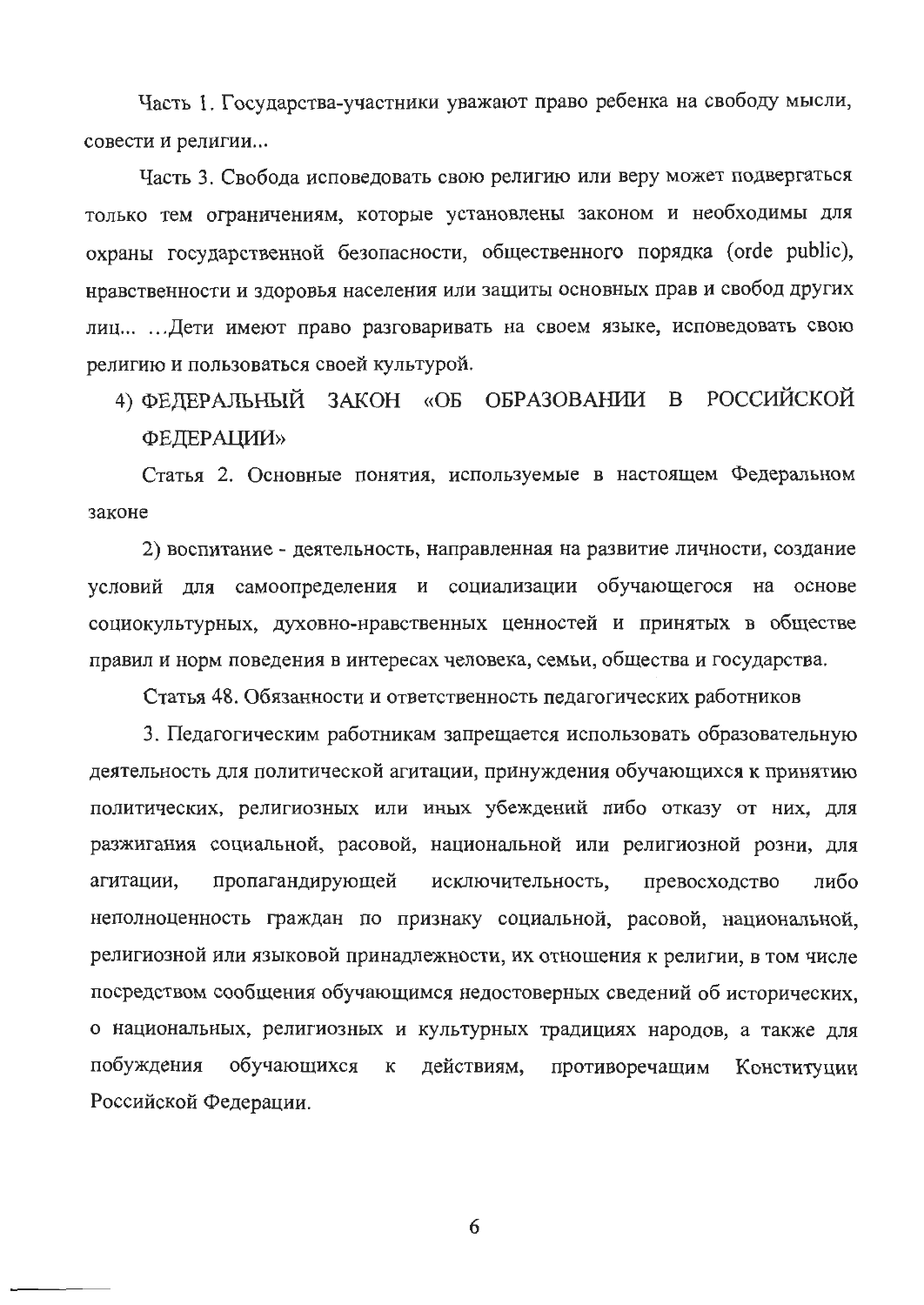Часть 1. Государства-участники уважают право ребенка на свободу мысли, совести и религии...

Часть 3. Свобода исповедовать свою религию или веру может подвергаться только тем ограничениям, которые установлены законом и необходимы для охраны государственной безопасности, общественного порядка (orde public), нравственности и здоровья населения или защиты основных прав и свобод других лиц... ...Дети имеют право разговаривать на своем языке, исповедовать свою религию и пользоваться своей культурой.

4) ФЕДЕРАЛЬНЫЙ ЗАКОН «ОБ ОБРАЗОВАНИИ В РОССИЙСКОЙ ФЕДЕРАЦИИ»

Статья 2. Основные понятия, используемые в настоящем Федеральном законе

2) воспитание - деятельность, направленная на развитие личности, создание условий для самоопределения и социализации обучающегося на основе социокультурных, духовно-нравственных ценностей и принятых в обществе правил и норм поведения в интересах человека, семьи, общества и государства.

Статья 48. Обязанности и ответственность педагогических работников

3. Педагогическим работникам запрещается использовать образовательную деятельность для политической агитации, принуждения обучающихся к принятию политических, религиозных или иных убеждений либо отказу от них, для разжигания социальной, расовой, национальной или религиозной розни, для агитации, пропагандирующей исключительность, превосходство либо неполноценность граждан по признаку социальной, расовой, национальной, религиозной или языковой принадлежности, их отношения к религии, в том числе посредством сообщения обучающимся недостоверных сведений об исторических, о национальных, религиозных и культурных традициях народов, а также для побуждения обучающихся к действиям, противоречащим Конституции Российской Федерации.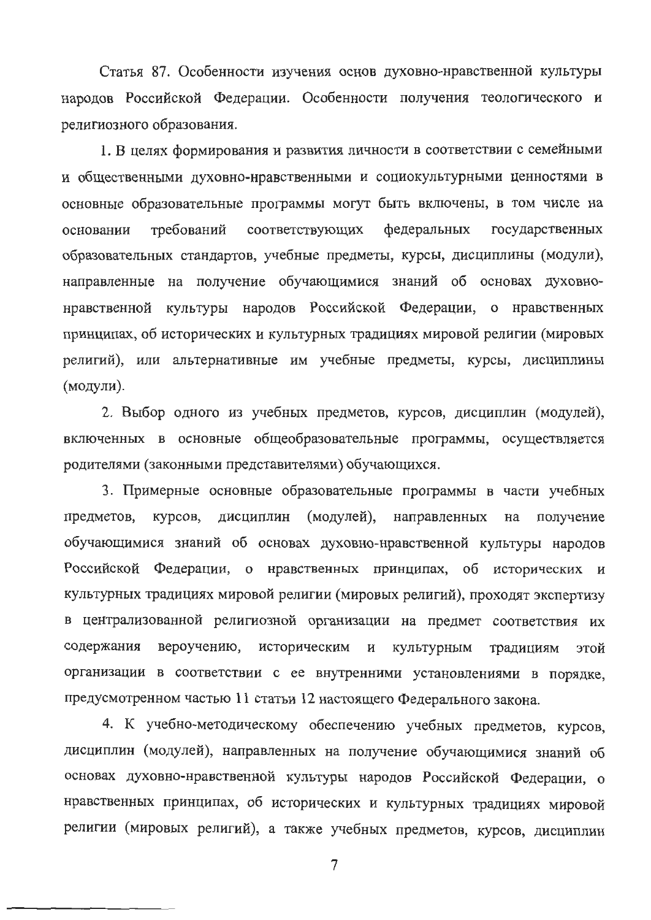Статья 87. Особенности изучения основ духовно-нравственной культуры народов Российской Федерации. Особенности получения теологического и религиозного образования.

1. В целях формирования и развития личности в соответствии с семейными и общественными духовно-нравственными и социокультурными ценностями в основные образовательные программы могут быть включены, в том числе на основании требований соответствующих федеральных государственных образовательных стандартов, учебные предметы, курсы, дисциплины (модули), направленные на получение обучающимися знаний об основах духовно-нравственной культуры народов Российской Федерации, о нравственных принципах, об исторических и культурных традициях мировой религии (мировых религий), или альтернативные им учебные предметы, курсы, дисциплины (модули).

2. Выбор одного из учебных предметов, курсов, дисциплин (модулей), включенных в основные общеобразовательные программы, осуществляется родителями (законными представителями) обучающихся.

3. Примерные основные образовательные программы в части учебных предметов, курсов, дисциплин (модулей), направленных на получение обучающимися знаний об основах духовно-нравственной культуры народов Российской Федерации, о нравственных принципах, об исторических и культурных традициях мировой религии (мировых религий), проходят экспертизу в централизованной религиозной организации на предмет соответствия их содержания вероучению, историческим и культурным традициям этой организации в соответствии с ее внутренними установлениями в порядке, предусмотренном частью 11 статьи 12 настоящего Федерального закона.

4. К учебно-методическому обеспечению учебных предметов, курсов, дисциплин (модулей), направленных на получение обучающимися знаний об основах духовно-нравственной культуры народов Российской Федерации, о нравственных принципах, об исторических и культурных традициях мировой религии (мировых религий), а также учебных предметов, курсов, дисциплин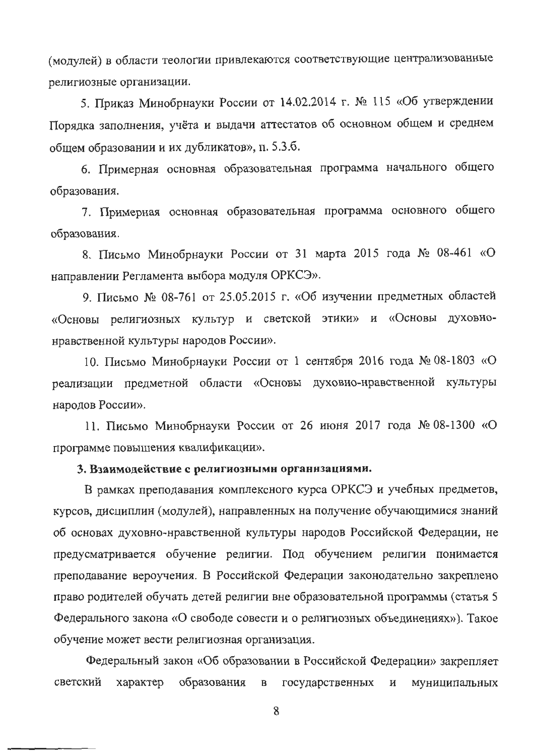(модулей) в области теологии привлекаются соответствующие централизованные религиозные организации.

5. Приказ Минобрнауки России от 14.02.2014 г. № 115 «Об утверждении Порядка заполнения, учёта и выдачи аттестатов об основном общем и среднем общем образовании и их дубликатов», п. 5.3.б.

6. Примерная основная образовательная программа начального общего образования.

7. Примерная основная образовательная программа основного общего образования.

8. Письмо Минобрнауки России от 31 марта 2015 года № 08-461 «О направлении Регламента выбора модуля ОРКСЭ».

9. Письмо № 08-761 от 25.05.2015 г. «Об изучении предметных областей «Основы религиозных культур и светской этики» и «Основы духовно-нравственной культуры народов России».

10. Письмо Минобрнауки России от 1 сентября 2016 года № 08-1803 «О реализации предметной области «Основы духовно-нравственной культуры народов России».

11. Письмо Минобрнауки России от 26 июня 2017 года № 08-1300 «О программе повышения квалификации».

**3. Взаимодействие с религиозными организациями.**

В рамках преподавания комплексного курса ОРКСЭ и учебных предметов, курсов, дисциплин (модулей), направленных на получение обучающимися знаний об основах духовно-нравственной культуры народов Российской Федерации, не предусматривается обучение религии. Под обучением религии понимается преподавание вероучения. В Российской Федерации законодательно закреплено право родителей обучать детей религии вне образовательной программы (статья 5 Федерального закона «О свободе совести и о религиозных объединениях»). Такое обучение может вести религиозная организация.

Федеральный закон «Об образовании в Российской Федерации» закрепляет светский характер образования в государственных и муниципальных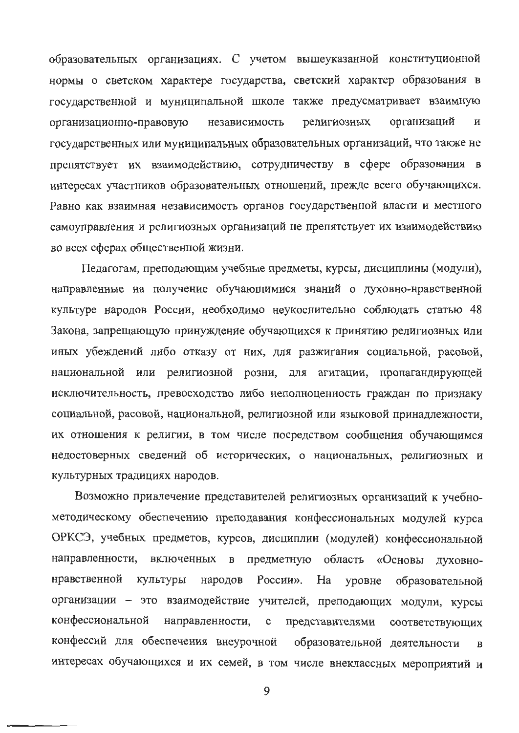образовательных организациях. С учетом вышеуказанной конституционной нормы о светском характере государства, светский характер образования в государственной и муниципальной школе также предусматривает взаимную организационно-правовую независимость религиозных организаций и государственных или муниципальных образовательных организаций, что также не препятствует их взаимодействию, сотрудничеству в сфере образования в интересах участников образовательных отношений, прежде всего обучающихся. Равно как взаимная независимость органов государственной власти и местного самоуправления и религиозных организаций не препятствует их взаимодействию во всех сферах общественной жизни.

Педагогам, преподающим учебные предметы, курсы, дисциплины (модули), направленные на получение обучающимися знаний о духовно-нравственной культуре народов России, необходимо неукоснительно соблюдать статью 48 Закона, запрещающую принуждение обучающихся к принятию религиозных или иных убеждений либо отказу от них, для разжигания социальной, расовой, национальной или религиозной розни, для агитации, пропагандирующей исключительность, превосходство либо неполноценность граждан по признаку социальной, расовой, национальной, религиозной или языковой принадлежности, их отношения к религии, в том числе посредством сообщения обучающимся недостоверных сведений об исторических, о национальных, религиозных и культурных традициях народов.

Возможно привлечение представителей религиозных организаций к учебно-методическому обеспечению преподавания конфессиональных модулей курса ОРКСЭ, учебных предметов, курсов, дисциплин (модулей) конфессиональной направленности, включенных в предметную область «Основы духовно-нравственной культуры народов России». На уровне образовательной организации – это взаимодействие учителей, преподающих модули, курсы конфессиональной направленности, с представителями соответствующих конфессий для обеспечения внеурочной образовательной деятельности в интересах обучающихся и их семей, в том числе внеклассных мероприятий и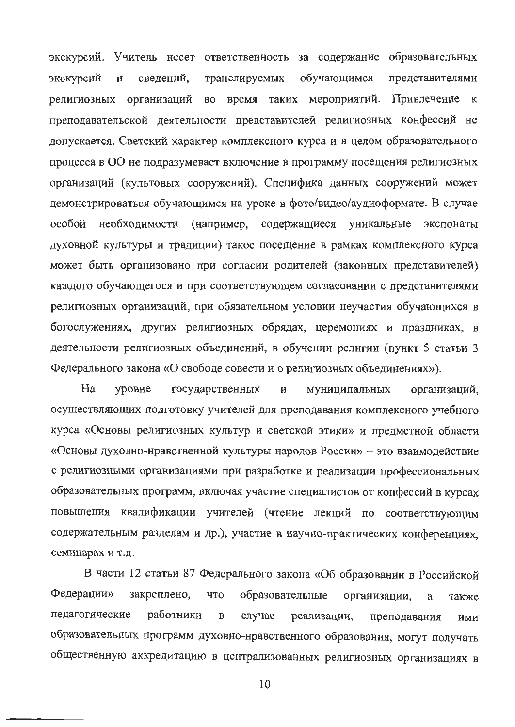экскурсий. Учитель несет ответственность за содержание образовательных экскурсий и сведений, транслируемых обучающимся представителями религиозных организаций во время таких мероприятий. Привлечение к преподавательской деятельности представителей религиозных конфессий не допускается. Светский характер комплексного курса и в целом образовательного процесса в ОО не подразумевает включение в программу посещения религиозных организаций (культовых сооружений). Специфика данных сооружений может демонстрироваться обучающимся на уроке в фото/видео/аудиоформате. В случае особой необходимости (например, содержащиеся уникальные экспонаты духовной культуры и традиции) такое посещение в рамках комплексного курса может быть организовано при согласии родителей (законных представителей) каждого обучающегося и при соответствующем согласовании с представителями религиозных организаций, при обязательном условии неучастия обучающихся в богослужениях, других религиозных обрядах, церемониях и праздниках, в деятельности религиозных объединений, в обучении религии (пункт 5 статьи 3 Федерального закона «О свободе совести и о религиозных объединениях»).

На уровне государственных и муниципальных организаций, осуществляющих подготовку учителей для преподавания комплексного учебного курса «Основы религиозных культур и светской этики» и предметной области «Основы духовно-нравственной культуры народов России» – это взаимодействие с религиозными организациями при разработке и реализации профессиональных образовательных программ, включая участие специалистов от конфессий в курсах повышения квалификации учителей (чтение лекций по соответствующим содержательным разделам и др.), участие в научно-практических конференциях, семинарах и т.д.

В части 12 статьи 87 Федерального закона «Об образовании в Российской Федерации» закреплено, что образовательные организации, а также педагогические работники в случае реализации, преподавания ими образовательных программ духовно-нравственного образования, могут получать общественную аккредитацию в централизованных религиозных организациях в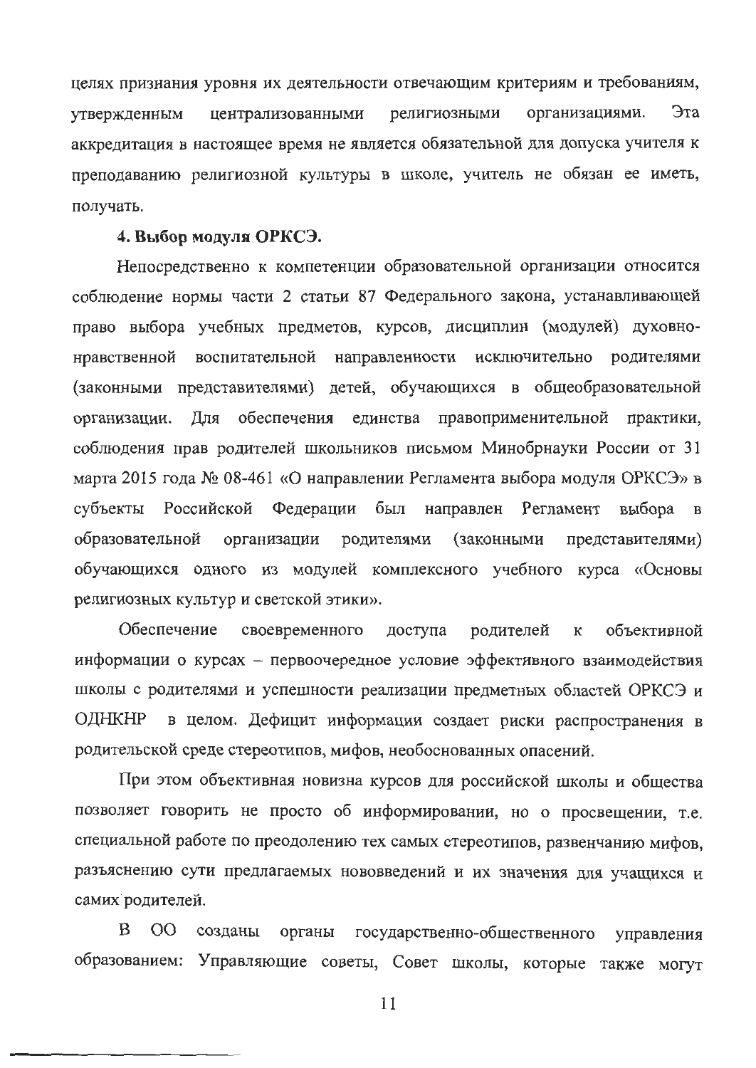целях признания уровня их деятельности отвечающим критериям и требованиям, утвержденным централизованными религиозными организациями. Эта аккредитация в настоящее время не является обязательной для допуска учителя к преподаванию религиозной культуры в школе, учитель не обязан ее иметь, получать.

**4. Выбор модуля ОРКСЭ.**

Непосредственно к компетенции образовательной организации относится соблюдение нормы части 2 статьи 87 Федерального закона, устанавливающей право выбора учебных предметов, курсов, дисциплин (модулей) духовно-нравственной воспитательной направленности исключительно родителями (законными представителями) детей, обучающихся в общеобразовательной организации. Для обеспечения единства правоприменительной практики, соблюдения прав родителей школьников письмом Минобрнауки России от 31 марта 2015 года № 08-461 «О направлении Регламента выбора модуля ОРКСЭ» в субъекты Российской Федерации был направлен Регламент выбора в образовательной организации родителями (законными представителями) обучающихся одного из модулей комплексного учебного курса «Основы религиозных культур и светской этики».

Обеспечение своевременного доступа родителей к объективной информации о курсах – первоочередное условие эффективного взаимодействия школы с родителями и успешности реализации предметных областей ОРКСЭ и ОДНКНР в целом. Дефицит информации создает риски распространения в родительской среде стереотипов, мифов, необоснованных опасений.

При этом объективная новизна курсов для российской школы и общества позволяет говорить не просто об информировании, но о просвещении, т.е. специальной работе по преодолению тех самых стереотипов, развенчанию мифов, разъяснению сути предлагаемых нововведений и их значения для учащихся и самих родителей.

В ОО созданы органы государственно-общественного управления образованием: Управляющие советы, Совет школы, которые также могут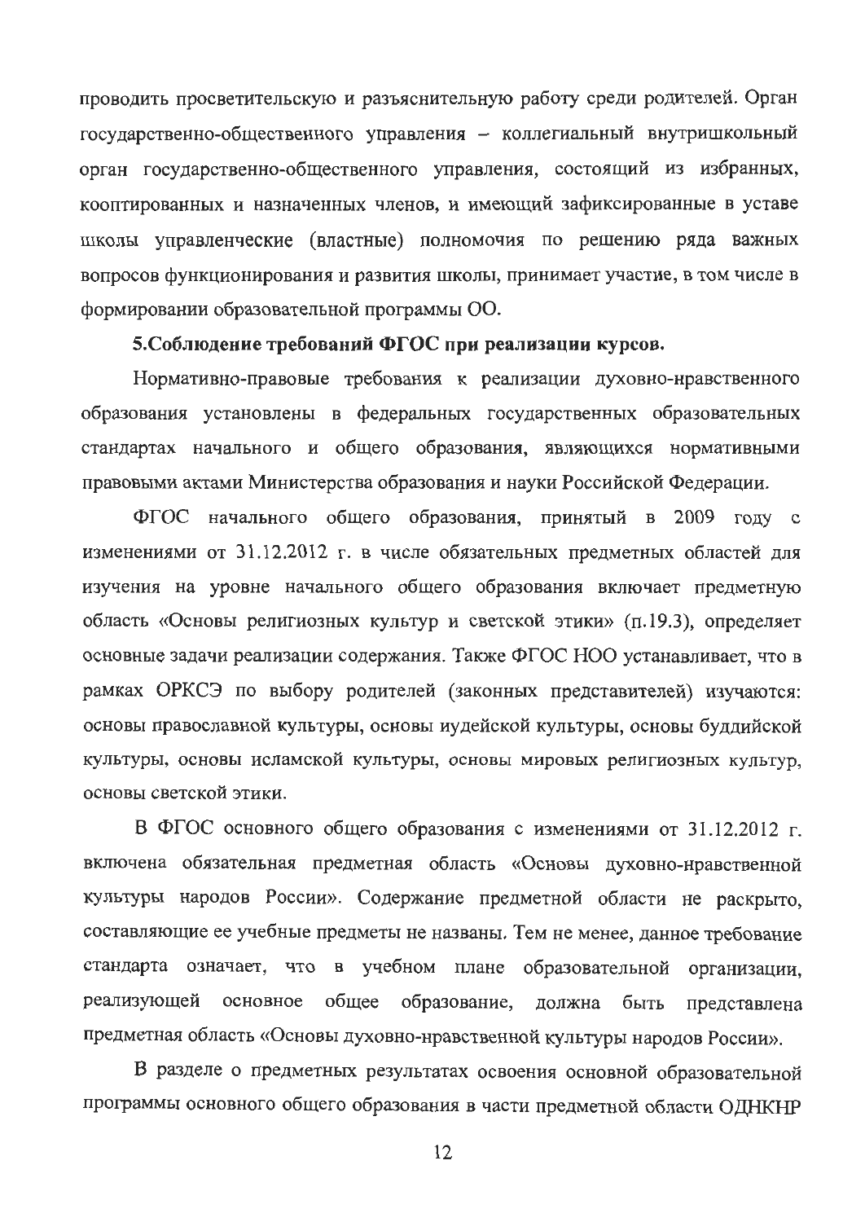проводить просветительскую и разъяснительную работу среди родителей. Орган государственно-общественного управления – коллегиальный внутришкольный орган государственно-общественного управления, состоящий из избранных, кооптированных и назначенных членов, и имеющий зафиксированные в уставе школы управленческие (властные) полномочия по решению ряда важных вопросов функционирования и развития школы, принимает участие, в том числе в формировании образовательной программы ОО.

**5.Соблюдение требований ФГОС при реализации курсов.**

Нормативно-правовые требования к реализации духовно-нравственного образования установлены в федеральных государственных образовательных стандартах начального и общего образования, являющихся нормативными правовыми актами Министерства образования и науки Российской Федерации.

ФГОС начального общего образования, принятый в 2009 году с изменениями от 31.12.2012 г. в числе обязательных предметных областей для изучения на уровне начального общего образования включает предметную область «Основы религиозных культур и светской этики» (п.19.3), определяет основные задачи реализации содержания. Также ФГОС НОО устанавливает, что в рамках ОРКСЭ по выбору родителей (законных представителей) изучаются: основы православной культуры, основы иудейской культуры, основы буддийской культуры, основы исламской культуры, основы мировых религиозных культур, основы светской этики.

В ФГОС основного общего образования с изменениями от 31.12.2012 г. включена обязательная предметная область «Основы духовно-нравственной культуры народов России». Содержание предметной области не раскрыто, составляющие ее учебные предметы не названы. Тем не менее, данное требование стандарта означает, что в учебном плане образовательной организации, реализующей основное общее образование, должна быть представлена предметная область «Основы духовно-нравственной культуры народов России».

В разделе о предметных результатах освоения основной образовательной программы основного общего образования в части предметной области ОДНКНР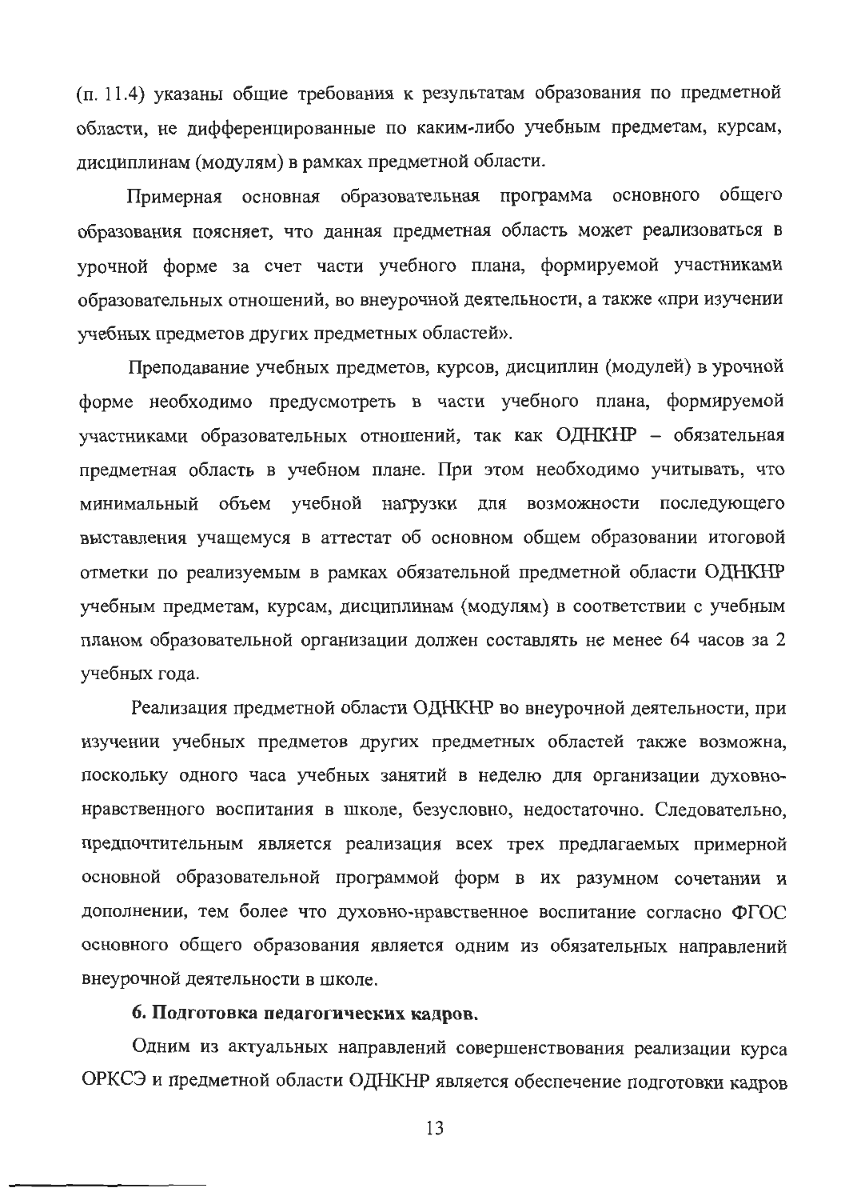(п. 11.4) указаны общие требования к результатам образования по предметной области, не дифференцированные по каким-либо учебным предметам, курсам, дисциплинам (модулям) в рамках предметной области.

Примерная основная образовательная программа основного общего образования поясняет, что данная предметная область может реализоваться в урочной форме за счет части учебного плана, формируемой участниками образовательных отношений, во внеурочной деятельности, а также «при изучении учебных предметов других предметных областей».

Преподавание учебных предметов, курсов, дисциплин (модулей) в урочной форме необходимо предусмотреть в части учебного плана, формируемой участниками образовательных отношений, так как ОДНКНР – обязательная предметная область в учебном плане. При этом необходимо учитывать, что минимальный объем учебной нагрузки для возможности последующего выставления учащемуся в аттестат об основном общем образовании итоговой отметки по реализуемым в рамках обязательной предметной области ОДНКНР учебным предметам, курсам, дисциплинам (модулям) в соответствии с учебным планом образовательной организации должен составлять не менее 64 часов за 2 учебных года.

Реализация предметной области ОДНКНР во внеурочной деятельности, при изучении учебных предметов других предметных областей также возможна, поскольку одного часа учебных занятий в неделю для организации духовно-нравственного воспитания в школе, безусловно, недостаточно. Следовательно, предпочтительным является реализация всех трех предлагаемых примерной основной образовательной программой форм в их разумном сочетании и дополнении, тем более что духовно-нравственное воспитание согласно ФГОС основного общего образования является одним из обязательных направлений внеурочной деятельности в школе.

**6. Подготовка педагогических кадров.**

Одним из актуальных направлений совершенствования реализации курса ОРКСЭ и предметной области ОДНКНР является обеспечение подготовки кадров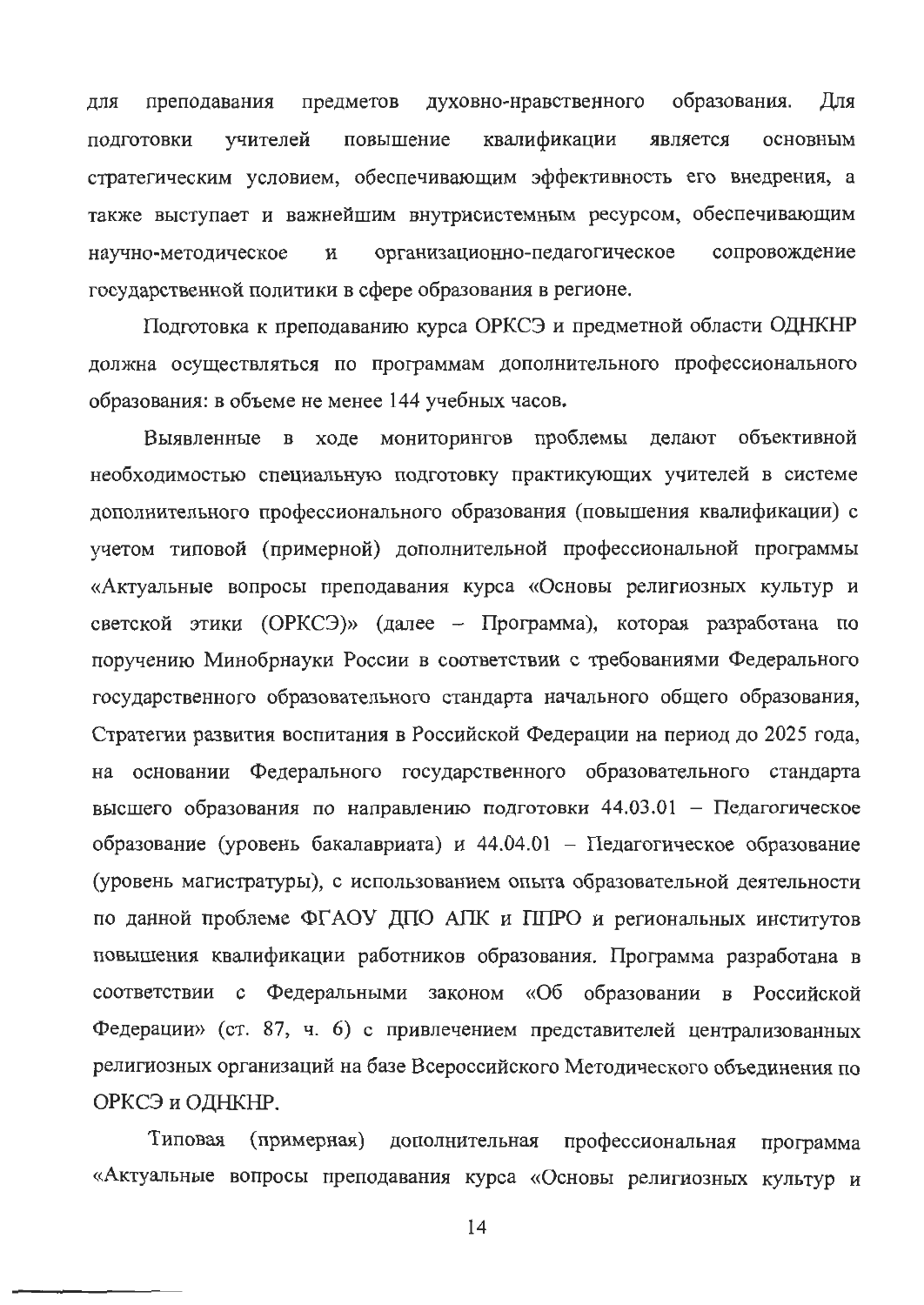для преподавания предметов духовно-нравственного образования. Для подготовки учителей повышение квалификации является основным стратегическим условием, обеспечивающим эффективность его внедрения, а также выступает и важнейшим внутрисистемным ресурсом, обеспечивающим научно-методическое и организационно-педагогическое сопровождение государственной политики в сфере образования в регионе.

Подготовка к преподаванию курса ОРКСЭ и предметной области ОДНКНР должна осуществляться по программам дополнительного профессионального образования: в объеме не менее 144 учебных часов.

Выявленные в ходе мониторингов проблемы делают объективной необходимостью специальную подготовку практикующих учителей в системе дополнительного профессионального образования (повышения квалификации) с учетом типовой (примерной) дополнительной профессиональной программы «Актуальные вопросы преподавания курса «Основы религиозных культур и светской этики (ОРКСЭ)» (далее – Программа), которая разработана по поручению Минобрнауки России в соответствии с требованиями Федерального государственного образовательного стандарта начального общего образования, Стратегии развития воспитания в Российской Федерации на период до 2025 года, на основании Федерального государственного образовательного стандарта высшего образования по направлению подготовки 44.03.01 – Педагогическое образование (уровень бакалавриата) и 44.04.01 – Педагогическое образование (уровень магистратуры), с использованием опыта образовательной деятельности по данной проблеме ФГАОУ ДПО АПК и ППРО и региональных институтов повышения квалификации работников образования. Программа разработана в соответствии с Федеральными законом «Об образовании в Российской Федерации» (ст. 87, ч. 6) с привлечением представителей централизованных религиозных организаций на базе Всероссийского Методического объединения по ОРКСЭ и ОДНКНР.

Типовая (примерная) дополнительная профессиональная программа «Актуальные вопросы преподавания курса «Основы религиозных культур и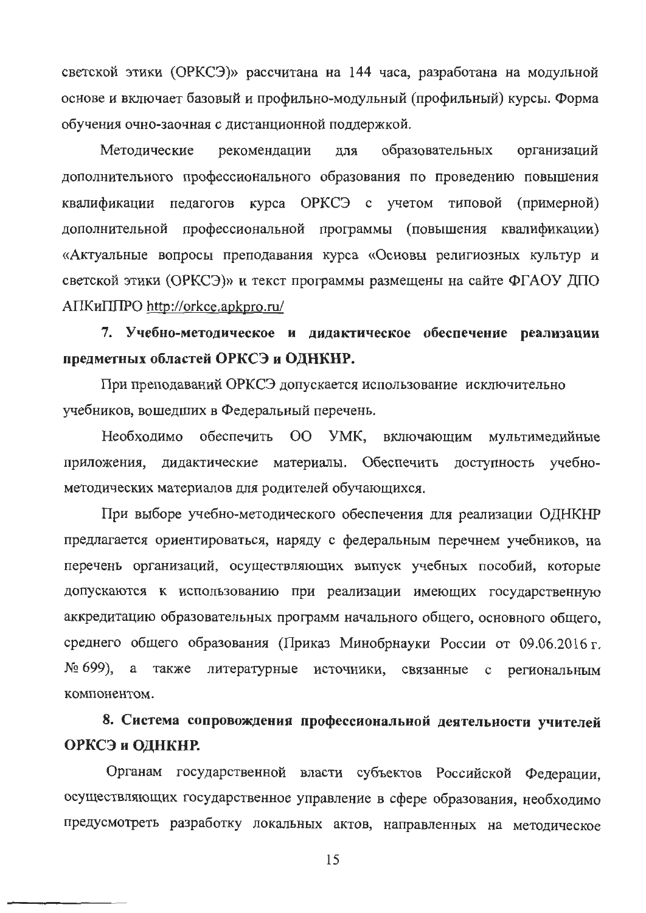светской этики (ОРКСЭ)» рассчитана на 144 часа, разработана на модульной основе и включает базовый и профильно-модульный (профильный) курсы. Форма обучения очно-заочная с дистанционной поддержкой.

Методические рекомендации для образовательных организаций дополнительного профессионального образования по проведению повышения квалификации педагогов курса ОРКСЭ с учетом типовой (примерной) дополнительной профессиональной программы (повышения квалификации) «Актуальные вопросы преподавания курса «Основы религиозных культур и светской этики (ОРКСЭ)» и текст программы размещены на сайте ФГАОУ ДПО АПКиППРО http://orkce.apkpro.ru/

## 7. Учебно-методическое и дидактическое обеспечение реализации предметных областей ОРКСЭ и ОДНКНР.

При преподаваний ОРКСЭ допускается использование исключительно учебников, вошедших в Федеральный перечень.

Необходимо обеспечить ОО УМК, включающим мультимедийные приложения, дидактические материалы. Обеспечить доступность учебно-методических материалов для родителей обучающихся.

При выборе учебно-методического обеспечения для реализации ОДНКНР предлагается ориентироваться, наряду с федеральным перечнем учебников, на перечень организаций, осуществляющих выпуск учебных пособий, которые допускаются к использованию при реализации имеющих государственную аккредитацию образовательных программ начального общего, основного общего, среднего общего образования (Приказ Минобрнауки России от 09.06.2016 г. № 699), а также литературные источники, связанные с региональным компонентом.

## 8. Система сопровождения профессиональной деятельности учителей ОРКСЭ и ОДНКНР.

Органам государственной власти субъектов Российской Федерации, осуществляющих государственное управление в сфере образования, необходимо предусмотреть разработку локальных актов, направленных на методическое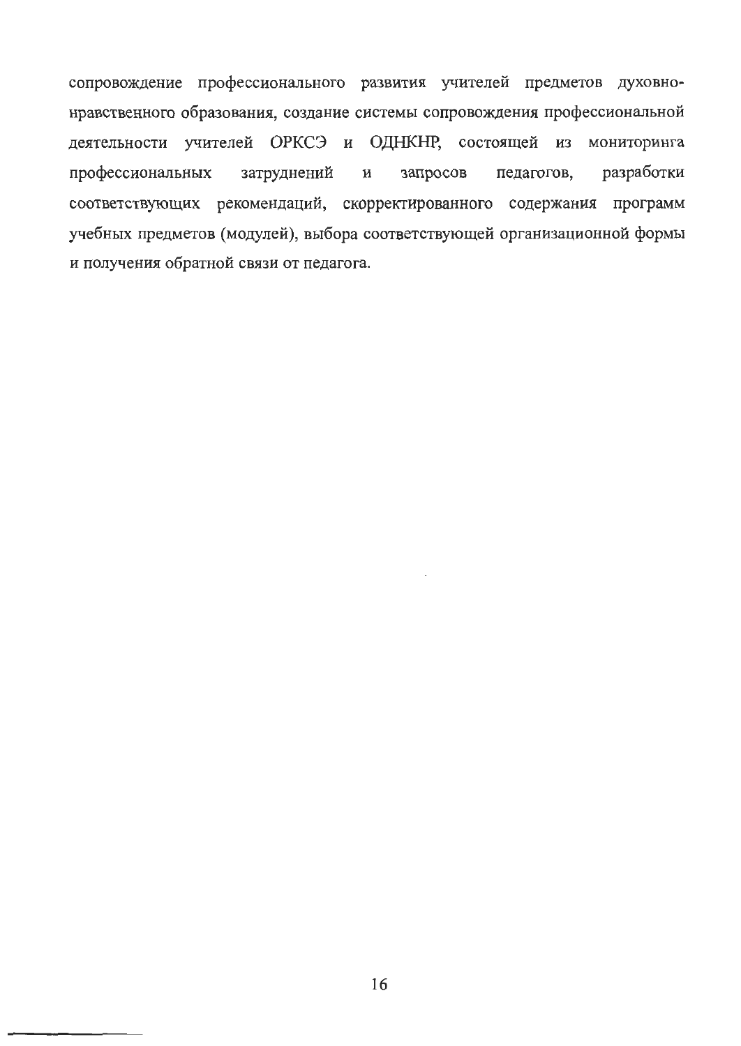сопровождение профессионального развития учителей предметов духовно-нравственного образования, создание системы сопровождения профессиональной деятельности учителей ОРКСЭ и ОДНКНР, состоящей из мониторинга профессиональных затруднений и запросов педагогов, разработки соответствующих рекомендаций, скорректированного содержания программ учебных предметов (модулей), выбора соответствующей организационной формы и получения обратной связи от педагога.